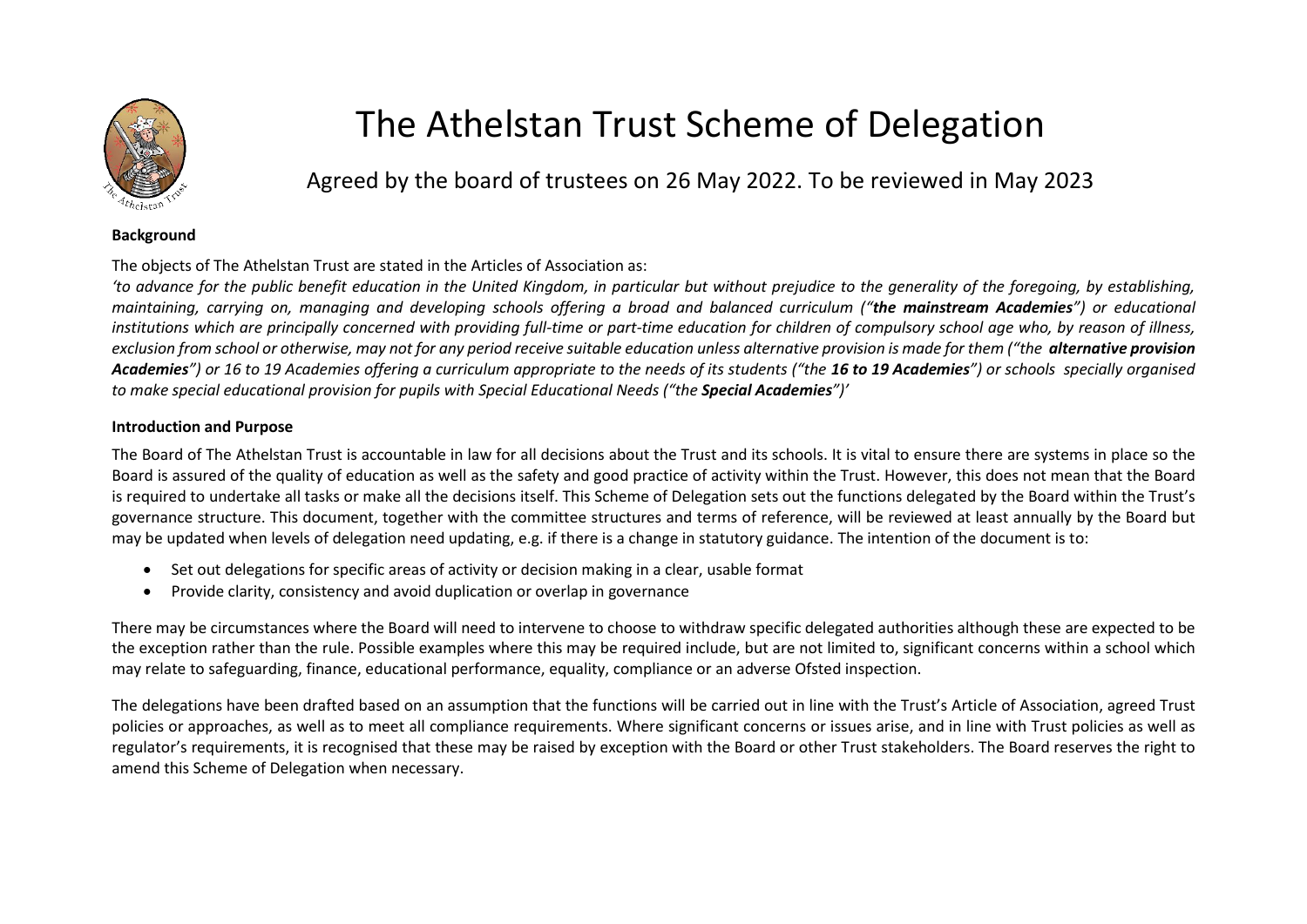# The Athelstan Trust Scheme of Delegation

Agreed by the board of trustees on 26 May 2022. To be reviewed in May 2023

**Background**

The objects of The Athelstan Trust are stated in the Articles of Association as:

*'to advance for the public benefit education in the United Kingdom, in particular but without prejudice to the generality of the foregoing, by establishing, maintaining, carrying on, managing and developing schools offering a broad and balanced curriculum ("**the mainstream Academies**") or educational institutions which are principally concerned with providing full-time or part-time education for children of compulsory school age who, by reason of illness, exclusion from school or otherwise, may not for any period receive suitable education unless alternative provision is made for them ("the **alternative provision Academies**") or 16 to 19 Academies offering a curriculum appropriate to the needs of its students ("the **16 to 19 Academies**") or schools specially organised to make special educational provision for pupils with Special Educational Needs ("the **Special Academies**")'*

**Introduction and Purpose**

The Board of The Athelstan Trust is accountable in law for all decisions about the Trust and its schools. It is vital to ensure there are systems in place so the Board is assured of the quality of education as well as the safety and good practice of activity within the Trust. However, this does not mean that the Board is required to undertake all tasks or make all the decisions itself. This Scheme of Delegation sets out the functions delegated by the Board within the Trust's governance structure. This document, together with the committee structures and terms of reference, will be reviewed at least annually by the Board but may be updated when levels of delegation need updating, e.g. if there is a change in statutory guidance. The intention of the document is to:

- Set out delegations for specific areas of activity or decision making in a clear, usable format
- Provide clarity, consistency and avoid duplication or overlap in governance

There may be circumstances where the Board will need to intervene to choose to withdraw specific delegated authorities although these are expected to be the exception rather than the rule. Possible examples where this may be required include, but are not limited to, significant concerns within a school which may relate to safeguarding, finance, educational performance, equality, compliance or an adverse Ofsted inspection.

The delegations have been drafted based on an assumption that the functions will be carried out in line with the Trust's Article of Association, agreed Trust policies or approaches, as well as to meet all compliance requirements. Where significant concerns or issues arise, and in line with Trust policies as well as regulator's requirements, it is recognised that these may be raised by exception with the Board or other Trust stakeholders. The Board reserves the right to amend this Scheme of Delegation when necessary.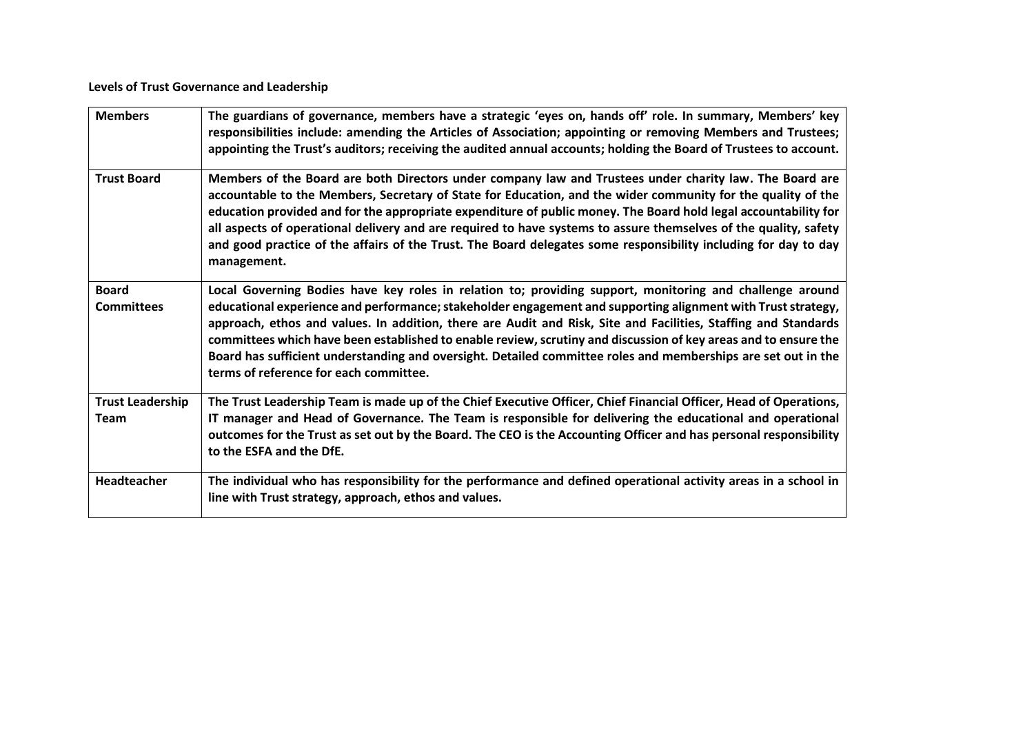**Levels of Trust Governance and Leadership**

| | |
|---|---|
| **Members** | **The guardians of governance, members have a strategic 'eyes on, hands off' role. In summary, Members' key responsibilities include: amending the Articles of Association; appointing or removing Members and Trustees; appointing the Trust's auditors; receiving the audited annual accounts; holding the Board of Trustees to account.** |
| **Trust Board** | **Members of the Board are both Directors under company law and Trustees under charity law. The Board are accountable to the Members, Secretary of State for Education, and the wider community for the quality of the education provided and for the appropriate expenditure of public money. The Board hold legal accountability for all aspects of operational delivery and are required to have systems to assure themselves of the quality, safety and good practice of the affairs of the Trust. The Board delegates some responsibility including for day to day management.** |
| **Board Committees** | **Local Governing Bodies have key roles in relation to; providing support, monitoring and challenge around educational experience and performance; stakeholder engagement and supporting alignment with Trust strategy, approach, ethos and values. In addition, there are Audit and Risk, Site and Facilities, Staffing and Standards committees which have been established to enable review, scrutiny and discussion of key areas and to ensure the Board has sufficient understanding and oversight. Detailed committee roles and memberships are set out in the terms of reference for each committee.** |
| **Trust Leadership Team** | **The Trust Leadership Team is made up of the Chief Executive Officer, Chief Financial Officer, Head of Operations, IT manager and Head of Governance. The Team is responsible for delivering the educational and operational outcomes for the Trust as set out by the Board. The CEO is the Accounting Officer and has personal responsibility to the ESFA and the DfE.** |
| **Headteacher** | **The individual who has responsibility for the performance and defined operational activity areas in a school in line with Trust strategy, approach, ethos and values.** |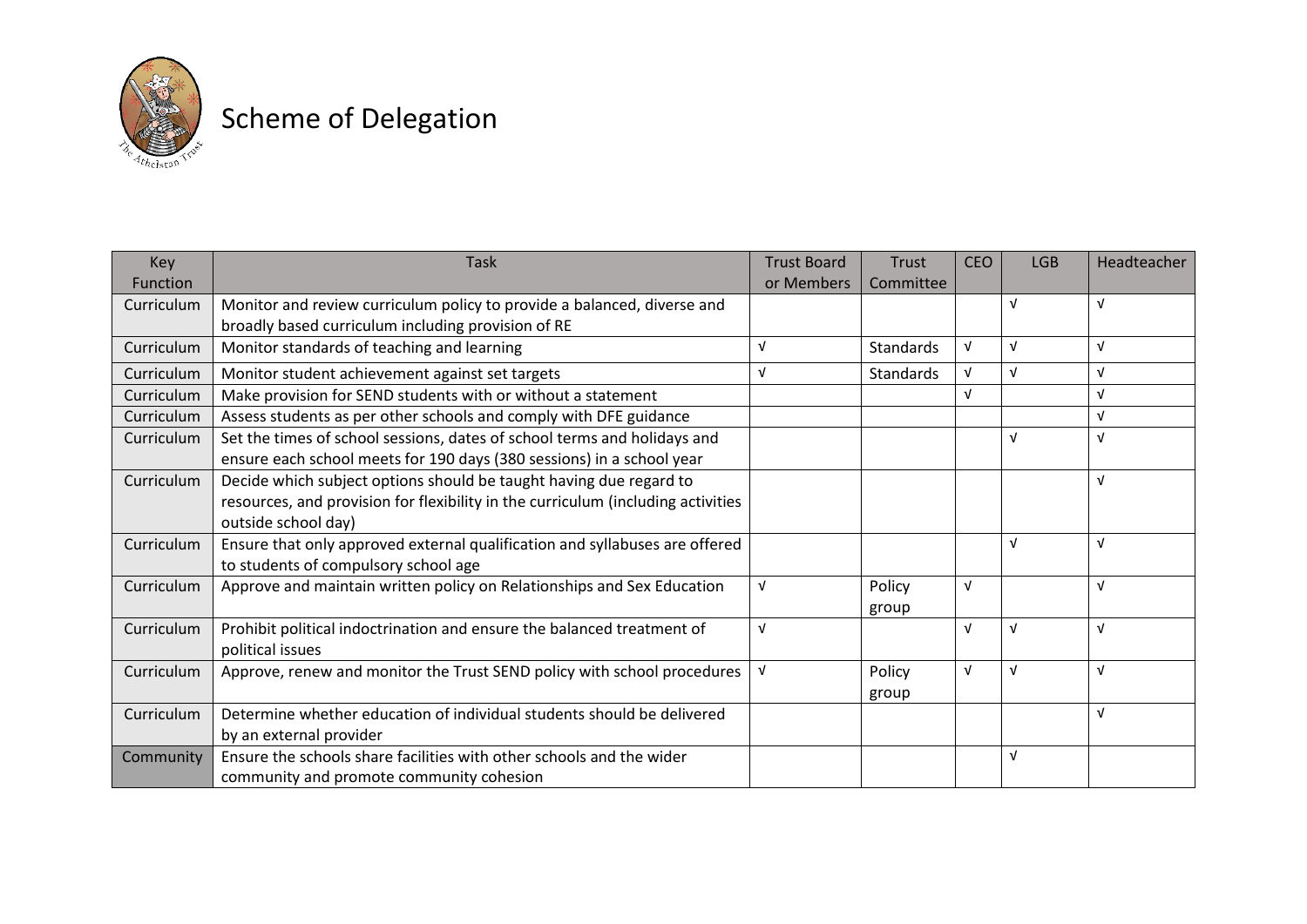# Scheme of Delegation

| Key Function | Task | Trust Board or Members | Trust Committee | CEO | LGB | Headteacher |
|---|---|---|---|---|---|---|
| Curriculum | Monitor and review curriculum policy to provide a balanced, diverse and broadly based curriculum including provision of RE | | | | √ | √ |
| Curriculum | Monitor standards of teaching and learning | √ | Standards | √ | √ | √ |
| Curriculum | Monitor student achievement against set targets | √ | Standards | √ | √ | √ |
| Curriculum | Make provision for SEND students with or without a statement | | | √ | | √ |
| Curriculum | Assess students as per other schools and comply with DFE guidance | | | | | √ |
| Curriculum | Set the times of school sessions, dates of school terms and holidays and ensure each school meets for 190 days (380 sessions) in a school year | | | | √ | √ |
| Curriculum | Decide which subject options should be taught having due regard to resources, and provision for flexibility in the curriculum (including activities outside school day) | | | | | √ |
| Curriculum | Ensure that only approved external qualification and syllabuses are offered to students of compulsory school age | | | | √ | √ |
| Curriculum | Approve and maintain written policy on Relationships and Sex Education | √ | Policy group | √ | | √ |
| Curriculum | Prohibit political indoctrination and ensure the balanced treatment of political issues | √ | | √ | √ | √ |
| Curriculum | Approve, renew and monitor the Trust SEND policy with school procedures | √ | Policy group | √ | √ | √ |
| Curriculum | Determine whether education of individual students should be delivered by an external provider | | | | | √ |
| Community | Ensure the schools share facilities with other schools and the wider community and promote community cohesion | | | | √ | |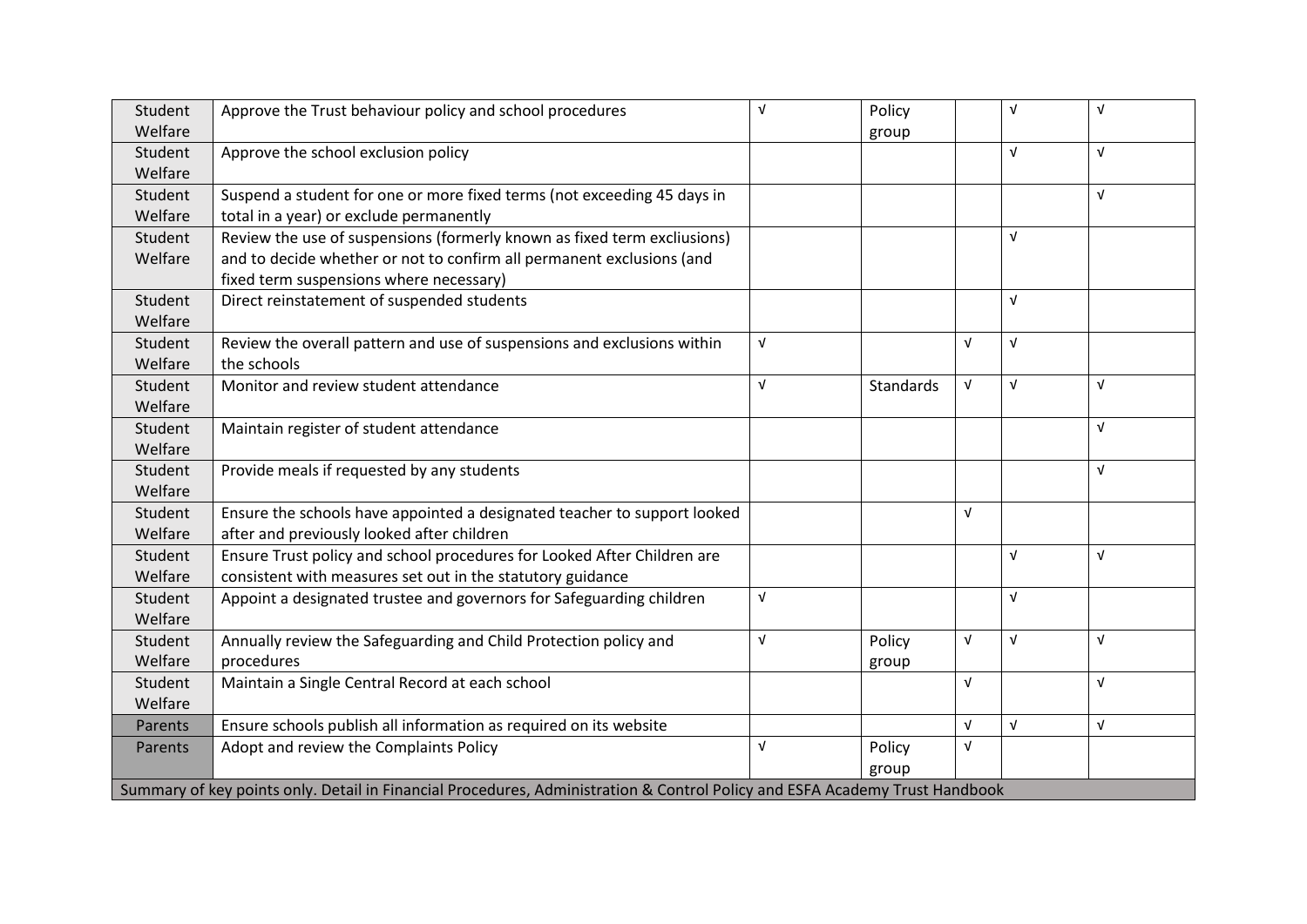| | | | | | | |
|---|---|---|---|---|---|---|
| Student Welfare | Approve the Trust behaviour policy and school procedures | √ | Policy group | | √ | √ |
| Student Welfare | Approve the school exclusion policy | | | | √ | √ |
| Student Welfare | Suspend a student for one or more fixed terms (not exceeding 45 days in total in a year) or exclude permanently | | | | | √ |
| Student Welfare | Review the use of suspensions (formerly known as fixed term excliusions) and to decide whether or not to confirm all permanent exclusions (and fixed term suspensions where necessary) | | | | √ | |
| Student Welfare | Direct reinstatement of suspended students | | | | √ | |
| Student Welfare | Review the overall pattern and use of suspensions and exclusions within the schools | √ | | √ | √ | |
| Student Welfare | Monitor and review student attendance | √ | Standards | √ | √ | √ |
| Student Welfare | Maintain register of student attendance | | | | | √ |
| Student Welfare | Provide meals if requested by any students | | | | | √ |
| Student Welfare | Ensure the schools have appointed a designated teacher to support looked after and previously looked after children | | | √ | | |
| Student Welfare | Ensure Trust policy and school procedures for Looked After Children are consistent with measures set out in the statutory guidance | | | | √ | √ |
| Student Welfare | Appoint a designated trustee and governors for Safeguarding children | √ | | | √ | |
| Student Welfare | Annually review the Safeguarding and Child Protection policy and procedures | √ | Policy group | √ | √ | √ |
| Student Welfare | Maintain a Single Central Record at each school | | | √ | | √ |
| Parents | Ensure schools publish all information as required on its website | | | √ | √ | √ |
| Parents | Adopt and review the Complaints Policy | √ | Policy group | √ | | |
| Summary of key points only. Detail in Financial Procedures, Administration & Control Policy and ESFA Academy Trust Handbook | | | | | | |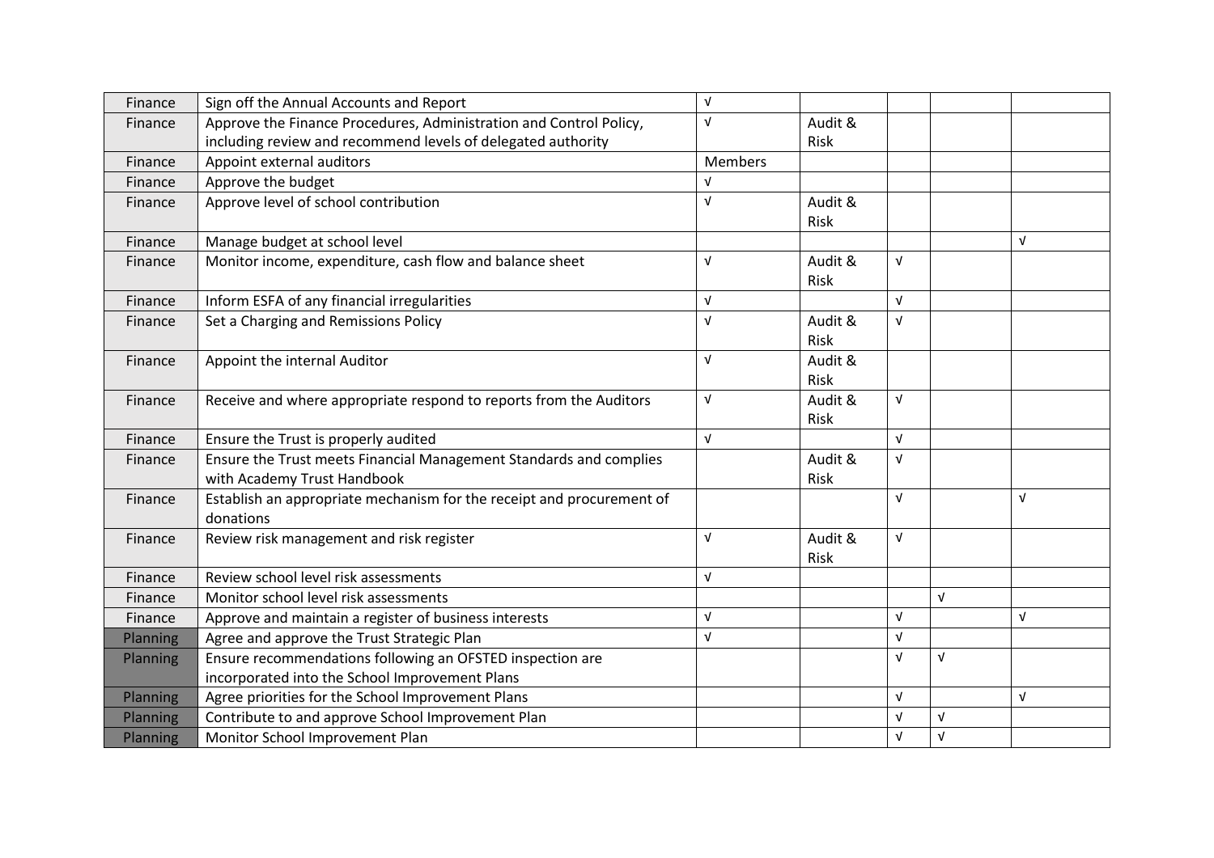| | | | | | | |
|---|---|---|---|---|---|---|
| Finance | Sign off the Annual Accounts and Report | √ | | | | |
| Finance | Approve the Finance Procedures, Administration and Control Policy, including review and recommend levels of delegated authority | √ | Audit & Risk | | | |
| Finance | Appoint external auditors | Members | | | | |
| Finance | Approve the budget | √ | | | | |
| Finance | Approve level of school contribution | √ | Audit & Risk | | | |
| Finance | Manage budget at school level | | | | | √ |
| Finance | Monitor income, expenditure, cash flow and balance sheet | √ | Audit & Risk | √ | | |
| Finance | Inform ESFA of any financial irregularities | √ | | √ | | |
| Finance | Set a Charging and Remissions Policy | √ | Audit & Risk | √ | | |
| Finance | Appoint the internal Auditor | √ | Audit & Risk | | | |
| Finance | Receive and where appropriate respond to reports from the Auditors | √ | Audit & Risk | √ | | |
| Finance | Ensure the Trust is properly audited | √ | | √ | | |
| Finance | Ensure the Trust meets Financial Management Standards and complies with Academy Trust Handbook | | Audit & Risk | √ | | |
| Finance | Establish an appropriate mechanism for the receipt and procurement of donations | | | √ | | √ |
| Finance | Review risk management and risk register | √ | Audit & Risk | √ | | |
| Finance | Review school level risk assessments | √ | | | | |
| Finance | Monitor school level risk assessments | | | | √ | |
| Finance | Approve and maintain a register of business interests | √ | | √ | | √ |
| Planning | Agree and approve the Trust Strategic Plan | √ | | √ | | |
| Planning | Ensure recommendations following an OFSTED inspection are incorporated into the School Improvement Plans | | | √ | √ | |
| Planning | Agree priorities for the School Improvement Plans | | | √ | | √ |
| Planning | Contribute to and approve School Improvement Plan | | | √ | √ | |
| Planning | Monitor School Improvement Plan | | | √ | √ | |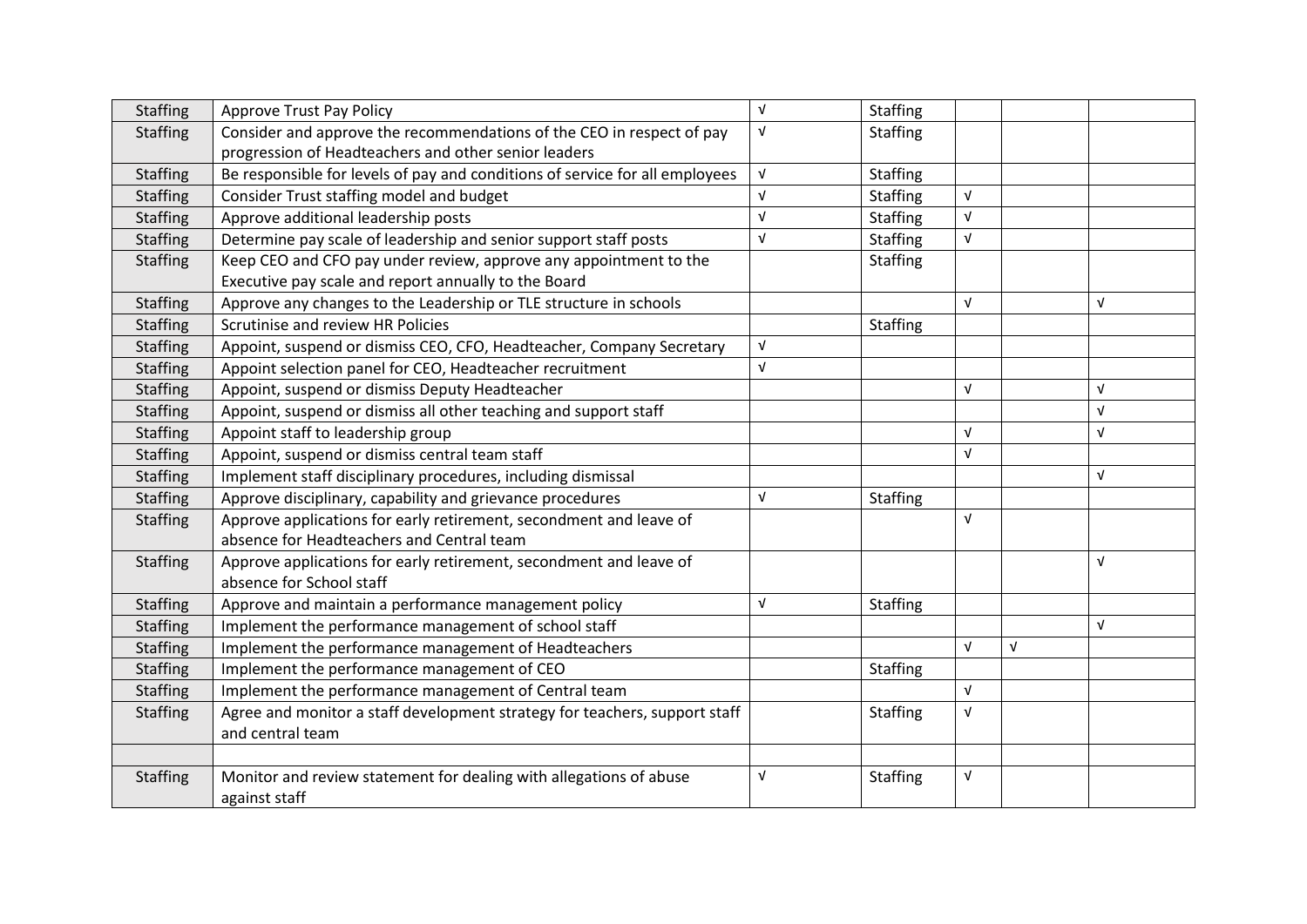| | | | | | | |
|---|---|---|---|---|---|---|
| Staffing | Approve Trust Pay Policy | √ | Staffing | | | |
| Staffing | Consider and approve the recommendations of the CEO in respect of pay progression of Headteachers and other senior leaders | √ | Staffing | | | |
| Staffing | Be responsible for levels of pay and conditions of service for all employees | √ | Staffing | | | |
| Staffing | Consider Trust staffing model and budget | √ | Staffing | √ | | |
| Staffing | Approve additional leadership posts | √ | Staffing | √ | | |
| Staffing | Determine pay scale of leadership and senior support staff posts | √ | Staffing | √ | | |
| Staffing | Keep CEO and CFO pay under review, approve any appointment to the Executive pay scale and report annually to the Board | | Staffing | | | |
| Staffing | Approve any changes to the Leadership or TLE structure in schools | | | √ | | √ |
| Staffing | Scrutinise and review HR Policies | | Staffing | | | |
| Staffing | Appoint, suspend or dismiss CEO, CFO, Headteacher, Company Secretary | √ | | | | |
| Staffing | Appoint selection panel for CEO, Headteacher recruitment | √ | | | | |
| Staffing | Appoint, suspend or dismiss Deputy Headteacher | | | √ | | √ |
| Staffing | Appoint, suspend or dismiss all other teaching and support staff | | | | | √ |
| Staffing | Appoint staff to leadership group | | | √ | | √ |
| Staffing | Appoint, suspend or dismiss central team staff | | | √ | | |
| Staffing | Implement staff disciplinary procedures, including dismissal | | | | | √ |
| Staffing | Approve disciplinary, capability and grievance procedures | √ | Staffing | | | |
| Staffing | Approve applications for early retirement, secondment and leave of absence for Headteachers and Central team | | | √ | | |
| Staffing | Approve applications for early retirement, secondment and leave of absence for School staff | | | | | √ |
| Staffing | Approve and maintain a performance management policy | √ | Staffing | | | |
| Staffing | Implement the performance management of school staff | | | | | √ |
| Staffing | Implement the performance management of Headteachers | | | √ | √ | |
| Staffing | Implement the performance management of CEO | | Staffing | | | |
| Staffing | Implement the performance management of Central team | | | √ | | |
| Staffing | Agree and monitor a staff development strategy for teachers, support staff and central team | | Staffing | √ | | |
| | | | | | | |
| Staffing | Monitor and review statement for dealing with allegations of abuse against staff | √ | Staffing | √ | | |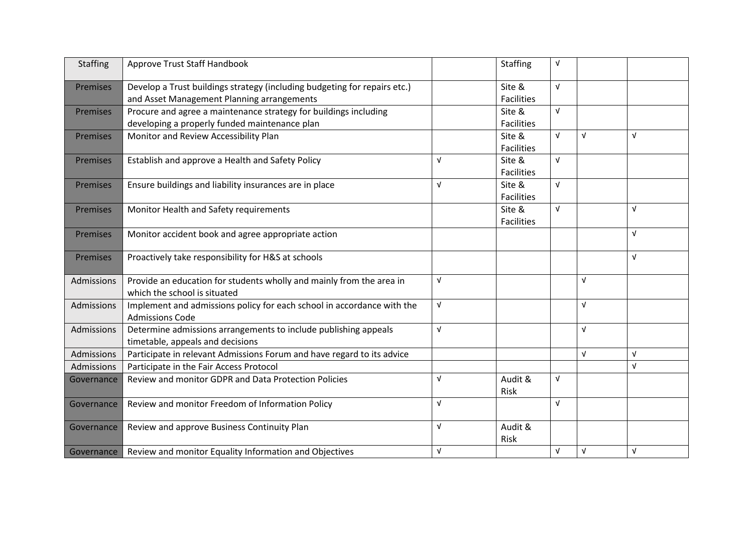| | | | | | | |
|---|---|---|---|---|---|---|
| Staffing | Approve Trust Staff Handbook | | Staffing | √ | | |
| Premises | Develop a Trust buildings strategy (including budgeting for repairs etc.) and Asset Management Planning arrangements | | Site & Facilities | √ | | |
| Premises | Procure and agree a maintenance strategy for buildings including developing a properly funded maintenance plan | | Site & Facilities | √ | | |
| Premises | Monitor and Review Accessibility Plan | | Site & Facilities | √ | √ | √ |
| Premises | Establish and approve a Health and Safety Policy | √ | Site & Facilities | √ | | |
| Premises | Ensure buildings and liability insurances are in place | √ | Site & Facilities | √ | | |
| Premises | Monitor Health and Safety requirements | | Site & Facilities | √ | | √ |
| Premises | Monitor accident book and agree appropriate action | | | | | √ |
| Premises | Proactively take responsibility for H&S at schools | | | | | √ |
| Admissions | Provide an education for students wholly and mainly from the area in which the school is situated | √ | | | √ | |
| Admissions | Implement and admissions policy for each school in accordance with the Admissions Code | √ | | | √ | |
| Admissions | Determine admissions arrangements to include publishing appeals timetable, appeals and decisions | √ | | | √ | |
| Admissions | Participate in relevant Admissions Forum and have regard to its advice | | | | √ | √ |
| Admissions | Participate in the Fair Access Protocol | | | | | √ |
| Governance | Review and monitor GDPR and Data Protection Policies | √ | Audit & Risk | √ | | |
| Governance | Review and monitor Freedom of Information Policy | √ | | √ | | |
| Governance | Review and approve Business Continuity Plan | √ | Audit & Risk | | | |
| Governance | Review and monitor Equality Information and Objectives | √ | | √ | √ | √ |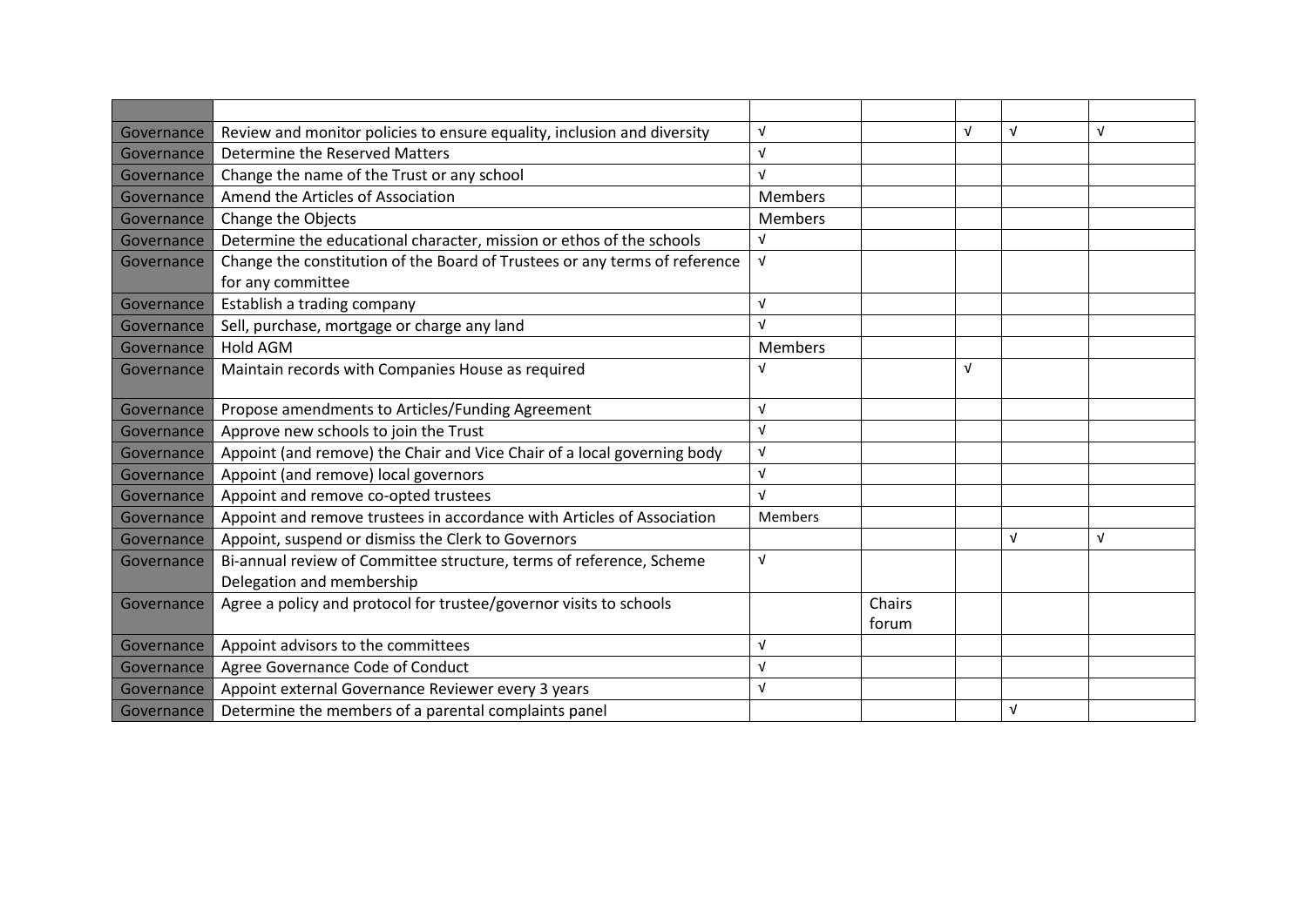| | | | | | | |
|---|---|---|---|---|---|---|
| | | | | | | |
| Governance | Review and monitor policies to ensure equality, inclusion and diversity | √ | | √ | √ | √ |
| Governance | Determine the Reserved Matters | √ | | | | |
| Governance | Change the name of the Trust or any school | √ | | | | |
| Governance | Amend the Articles of Association | Members | | | | |
| Governance | Change the Objects | Members | | | | |
| Governance | Determine the educational character, mission or ethos of the schools | √ | | | | |
| Governance | Change the constitution of the Board of Trustees or any terms of reference for any committee | √ | | | | |
| Governance | Establish a trading company | √ | | | | |
| Governance | Sell, purchase, mortgage or charge any land | √ | | | | |
| Governance | Hold AGM | Members | | | | |
| Governance | Maintain records with Companies House as required | √ | | √ | | |
| Governance | Propose amendments to Articles/Funding Agreement | √ | | | | |
| Governance | Approve new schools to join the Trust | √ | | | | |
| Governance | Appoint (and remove) the Chair and Vice Chair of a local governing body | √ | | | | |
| Governance | Appoint (and remove) local governors | √ | | | | |
| Governance | Appoint and remove co-opted trustees | √ | | | | |
| Governance | Appoint and remove trustees in accordance with Articles of Association | Members | | | | |
| Governance | Appoint, suspend or dismiss the Clerk to Governors | | | | √ | √ |
| Governance | Bi-annual review of Committee structure, terms of reference, Scheme Delegation and membership | √ | | | | |
| Governance | Agree a policy and protocol for trustee/governor visits to schools | | Chairs forum | | | |
| Governance | Appoint advisors to the committees | √ | | | | |
| Governance | Agree Governance Code of Conduct | √ | | | | |
| Governance | Appoint external Governance Reviewer every 3 years | √ | | | | |
| Governance | Determine the members of a parental complaints panel | | | | √ | |